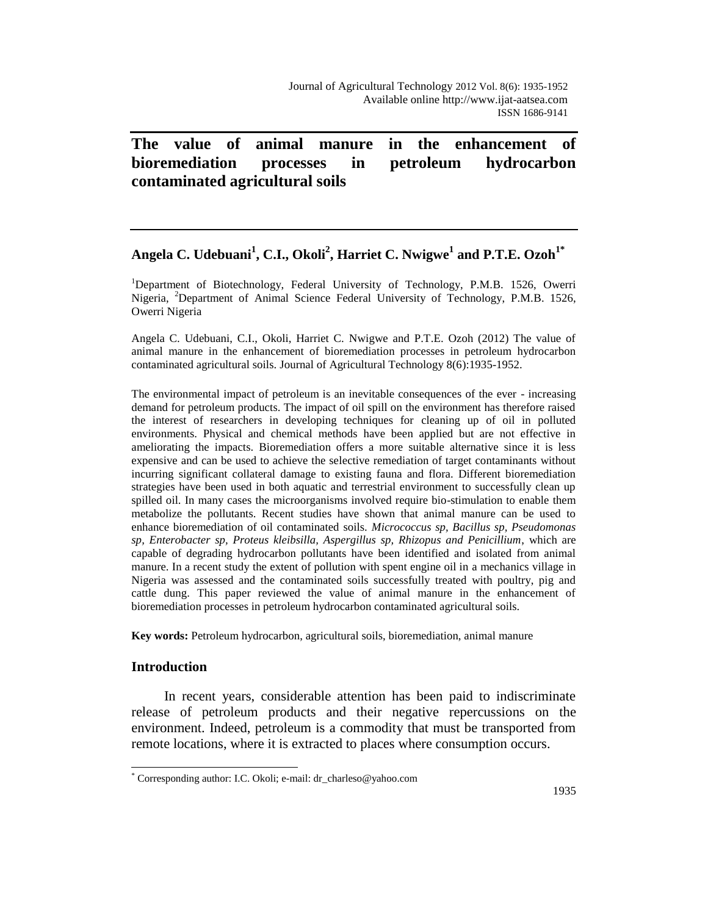Journal of Agricultural Technology 2012 Vol. 8(6): 1935-1952
Available online http://www.ijat-aatsea.com
ISSN 1686-9141

# The value of animal manure in the enhancement of bioremediation processes in petroleum hydrocarbon contaminated agricultural soils

**Angela C. Udebuani[1], C.I., Okoli[2], Harriet C. Nwigwe[1] and P.T.E. Ozoh[1*]**

[1]Department of Biotechnology, Federal University of Technology, P.M.B. 1526, Owerri Nigeria, [2]Department of Animal Science Federal University of Technology, P.M.B. 1526, Owerri Nigeria

Angela C. Udebuani, C.I., Okoli, Harriet C. Nwigwe and P.T.E. Ozoh (2012) The value of animal manure in the enhancement of bioremediation processes in petroleum hydrocarbon contaminated agricultural soils. Journal of Agricultural Technology 8(6):1935-1952.

The environmental impact of petroleum is an inevitable consequences of the ever - increasing demand for petroleum products. The impact of oil spill on the environment has therefore raised the interest of researchers in developing techniques for cleaning up of oil in polluted environments. Physical and chemical methods have been applied but are not effective in ameliorating the impacts. Bioremediation offers a more suitable alternative since it is less expensive and can be used to achieve the selective remediation of target contaminants without incurring significant collateral damage to existing fauna and flora. Different bioremediation strategies have been used in both aquatic and terrestrial environment to successfully clean up spilled oil. In many cases the microorganisms involved require bio-stimulation to enable them metabolize the pollutants. Recent studies have shown that animal manure can be used to enhance bioremediation of oil contaminated soils. *Micrococcus sp, Bacillus sp, Pseudomonas sp, Enterobacter sp, Proteus kleibsilla, Aspergillus sp, Rhizopus and Penicillium*, which are capable of degrading hydrocarbon pollutants have been identified and isolated from animal manure. In a recent study the extent of pollution with spent engine oil in a mechanics village in Nigeria was assessed and the contaminated soils successfully treated with poultry, pig and cattle dung. This paper reviewed the value of animal manure in the enhancement of bioremediation processes in petroleum hydrocarbon contaminated agricultural soils.

**Key words:** Petroleum hydrocarbon, agricultural soils, bioremediation, animal manure

## Introduction

In recent years, considerable attention has been paid to indiscriminate release of petroleum products and their negative repercussions on the environment. Indeed, petroleum is a commodity that must be transported from remote locations, where it is extracted to places where consumption occurs.

[*] Corresponding author: I.C. Okoli; e-mail: dr_charleso@yahoo.com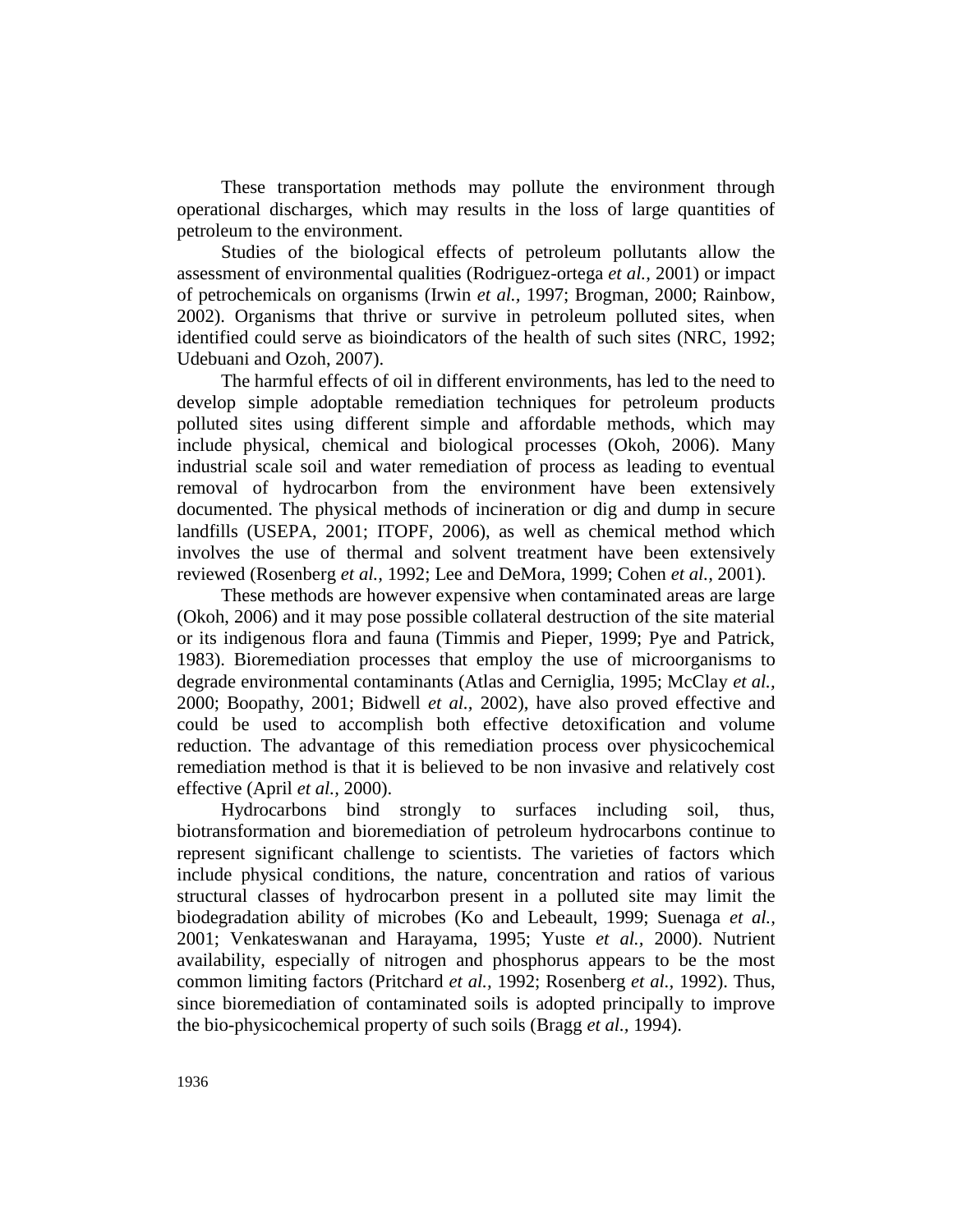These transportation methods may pollute the environment through operational discharges, which may results in the loss of large quantities of petroleum to the environment.

Studies of the biological effects of petroleum pollutants allow the assessment of environmental qualities (Rodriguez-ortega *et al.,* 2001) or impact of petrochemicals on organisms (Irwin *et al.,* 1997; Brogman, 2000; Rainbow, 2002). Organisms that thrive or survive in petroleum polluted sites, when identified could serve as bioindicators of the health of such sites (NRC, 1992; Udebuani and Ozoh, 2007).

The harmful effects of oil in different environments, has led to the need to develop simple adoptable remediation techniques for petroleum products polluted sites using different simple and affordable methods, which may include physical, chemical and biological processes (Okoh, 2006). Many industrial scale soil and water remediation of process as leading to eventual removal of hydrocarbon from the environment have been extensively documented. The physical methods of incineration or dig and dump in secure landfills (USEPA, 2001; ITOPF, 2006), as well as chemical method which involves the use of thermal and solvent treatment have been extensively reviewed (Rosenberg *et al.,* 1992; Lee and DeMora, 1999; Cohen *et al.,* 2001).

These methods are however expensive when contaminated areas are large (Okoh, 2006) and it may pose possible collateral destruction of the site material or its indigenous flora and fauna (Timmis and Pieper, 1999; Pye and Patrick, 1983). Bioremediation processes that employ the use of microorganisms to degrade environmental contaminants (Atlas and Cerniglia, 1995; McClay *et al.,* 2000; Boopathy, 2001; Bidwell *et al.,* 2002), have also proved effective and could be used to accomplish both effective detoxification and volume reduction. The advantage of this remediation process over physicochemical remediation method is that it is believed to be non invasive and relatively cost effective (April *et al.,* 2000).

Hydrocarbons bind strongly to surfaces including soil, thus, biotransformation and bioremediation of petroleum hydrocarbons continue to represent significant challenge to scientists. The varieties of factors which include physical conditions, the nature, concentration and ratios of various structural classes of hydrocarbon present in a polluted site may limit the biodegradation ability of microbes (Ko and Lebeault, 1999; Suenaga *et al.,* 2001; Venkateswanan and Harayama, 1995; Yuste *et al.,* 2000). Nutrient availability, especially of nitrogen and phosphorus appears to be the most common limiting factors (Pritchard *et al.,* 1992; Rosenberg *et al.*, 1992). Thus, since bioremediation of contaminated soils is adopted principally to improve the bio-physicochemical property of such soils (Bragg *et al.,* 1994).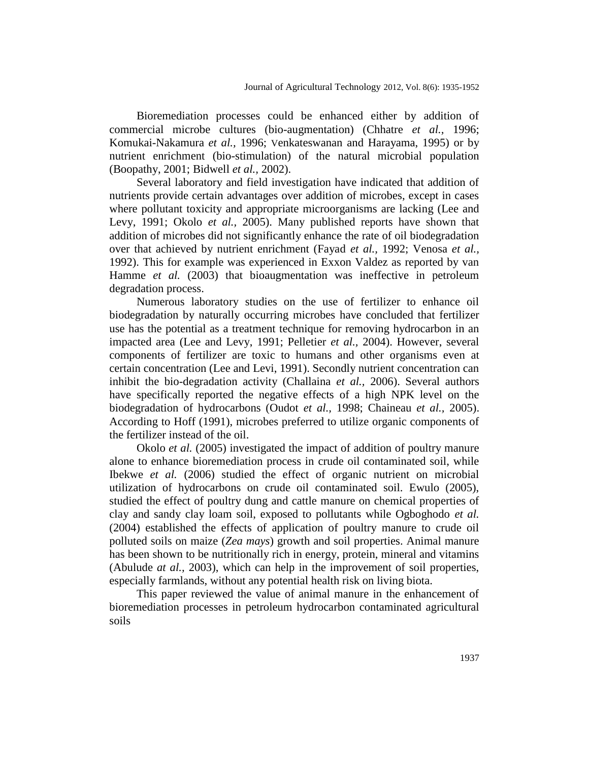Bioremediation processes could be enhanced either by addition of commercial microbe cultures (bio-augmentation) (Chhatre *et al.*, 1996; Komukai-Nakamura *et al.*, 1996; Venkateswanan and Harayama, 1995) or by nutrient enrichment (bio-stimulation) of the natural microbial population (Boopathy, 2001; Bidwell *et al.*, 2002).

Several laboratory and field investigation have indicated that addition of nutrients provide certain advantages over addition of microbes, except in cases where pollutant toxicity and appropriate microorganisms are lacking (Lee and Levy, 1991; Okolo *et al.*, 2005). Many published reports have shown that addition of microbes did not significantly enhance the rate of oil biodegradation over that achieved by nutrient enrichment (Fayad *et al.*, 1992; Venosa *et al.*, 1992). This for example was experienced in Exxon Valdez as reported by van Hamme *et al.* (2003) that bioaugmentation was ineffective in petroleum degradation process.

Numerous laboratory studies on the use of fertilizer to enhance oil biodegradation by naturally occurring microbes have concluded that fertilizer use has the potential as a treatment technique for removing hydrocarbon in an impacted area (Lee and Levy, 1991; Pelletier *et al.*, 2004). However, several components of fertilizer are toxic to humans and other organisms even at certain concentration (Lee and Levi, 1991). Secondly nutrient concentration can inhibit the bio-degradation activity (Challaina *et al.*, 2006). Several authors have specifically reported the negative effects of a high NPK level on the biodegradation of hydrocarbons (Oudot *et al.*, 1998; Chaineau *et al.*, 2005). According to Hoff (1991), microbes preferred to utilize organic components of the fertilizer instead of the oil.

Okolo *et al.* (2005) investigated the impact of addition of poultry manure alone to enhance bioremediation process in crude oil contaminated soil, while Ibekwe *et al.* (2006) studied the effect of organic nutrient on microbial utilization of hydrocarbons on crude oil contaminated soil. Ewulo (2005), studied the effect of poultry dung and cattle manure on chemical properties of clay and sandy clay loam soil, exposed to pollutants while Ogboghodo *et al.* (2004) established the effects of application of poultry manure to crude oil polluted soils on maize (*Zea mays*) growth and soil properties. Animal manure has been shown to be nutritionally rich in energy, protein, mineral and vitamins (Abulude *at al.*, 2003), which can help in the improvement of soil properties, especially farmlands, without any potential health risk on living biota.

This paper reviewed the value of animal manure in the enhancement of bioremediation processes in petroleum hydrocarbon contaminated agricultural soils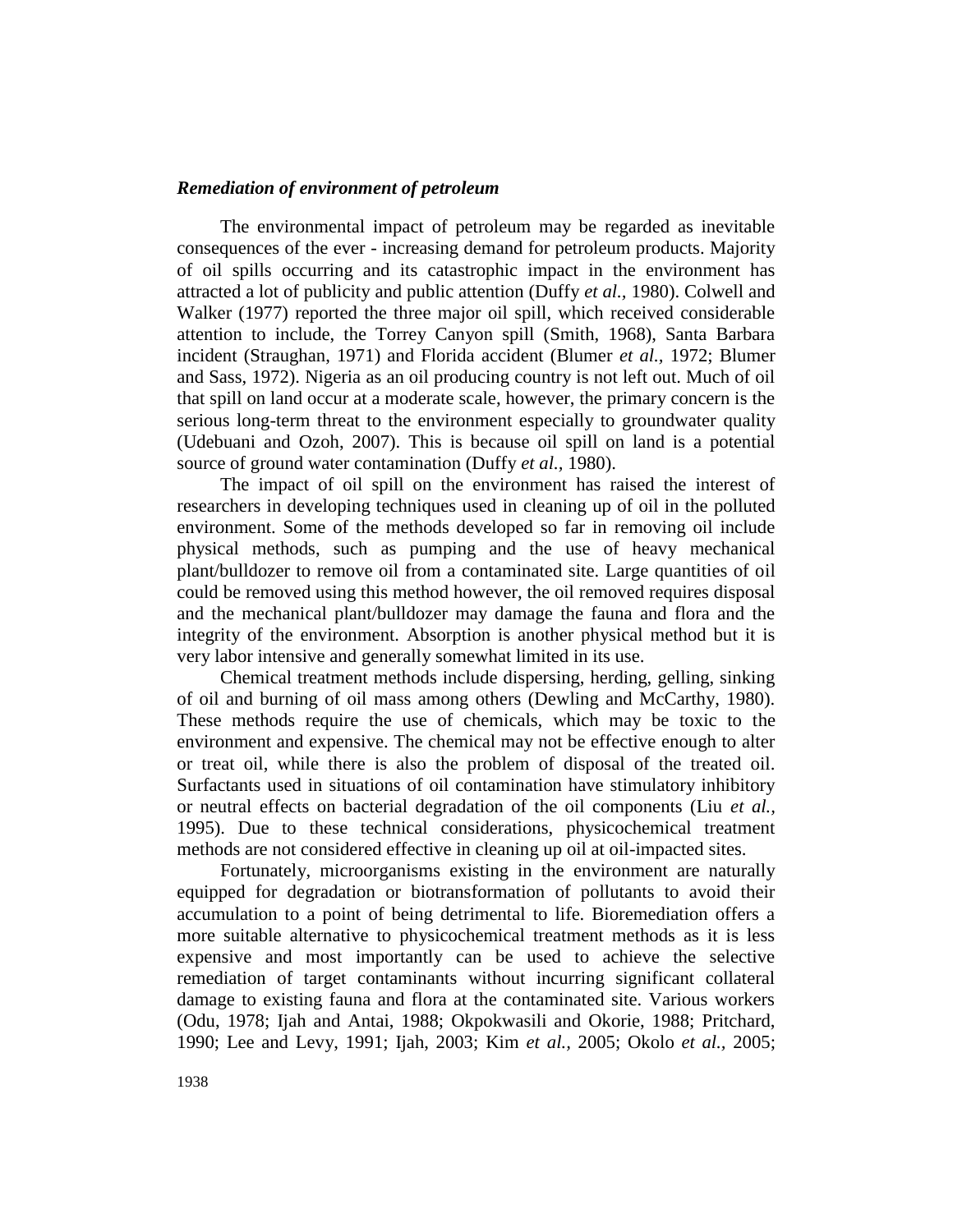### *Remediation of environment of petroleum*

The environmental impact of petroleum may be regarded as inevitable consequences of the ever - increasing demand for petroleum products. Majority of oil spills occurring and its catastrophic impact in the environment has attracted a lot of publicity and public attention (Duffy *et al.*, 1980). Colwell and Walker (1977) reported the three major oil spill, which received considerable attention to include, the Torrey Canyon spill (Smith, 1968), Santa Barbara incident (Straughan, 1971) and Florida accident (Blumer *et al.*, 1972; Blumer and Sass, 1972). Nigeria as an oil producing country is not left out. Much of oil that spill on land occur at a moderate scale, however, the primary concern is the serious long-term threat to the environment especially to groundwater quality (Udebuani and Ozoh, 2007). This is because oil spill on land is a potential source of ground water contamination (Duffy *et al.*, 1980).

The impact of oil spill on the environment has raised the interest of researchers in developing techniques used in cleaning up of oil in the polluted environment. Some of the methods developed so far in removing oil include physical methods, such as pumping and the use of heavy mechanical plant/bulldozer to remove oil from a contaminated site. Large quantities of oil could be removed using this method however, the oil removed requires disposal and the mechanical plant/bulldozer may damage the fauna and flora and the integrity of the environment. Absorption is another physical method but it is very labor intensive and generally somewhat limited in its use.

Chemical treatment methods include dispersing, herding, gelling, sinking of oil and burning of oil mass among others (Dewling and McCarthy, 1980). These methods require the use of chemicals, which may be toxic to the environment and expensive. The chemical may not be effective enough to alter or treat oil, while there is also the problem of disposal of the treated oil. Surfactants used in situations of oil contamination have stimulatory inhibitory or neutral effects on bacterial degradation of the oil components (Liu *et al.*, 1995). Due to these technical considerations, physicochemical treatment methods are not considered effective in cleaning up oil at oil-impacted sites.

Fortunately, microorganisms existing in the environment are naturally equipped for degradation or biotransformation of pollutants to avoid their accumulation to a point of being detrimental to life. Bioremediation offers a more suitable alternative to physicochemical treatment methods as it is less expensive and most importantly can be used to achieve the selective remediation of target contaminants without incurring significant collateral damage to existing fauna and flora at the contaminated site. Various workers (Odu, 1978; Ijah and Antai, 1988; Okpokwasili and Okorie, 1988; Pritchard, 1990; Lee and Levy, 1991; Ijah, 2003; Kim *et al.*, 2005; Okolo *et al.*, 2005;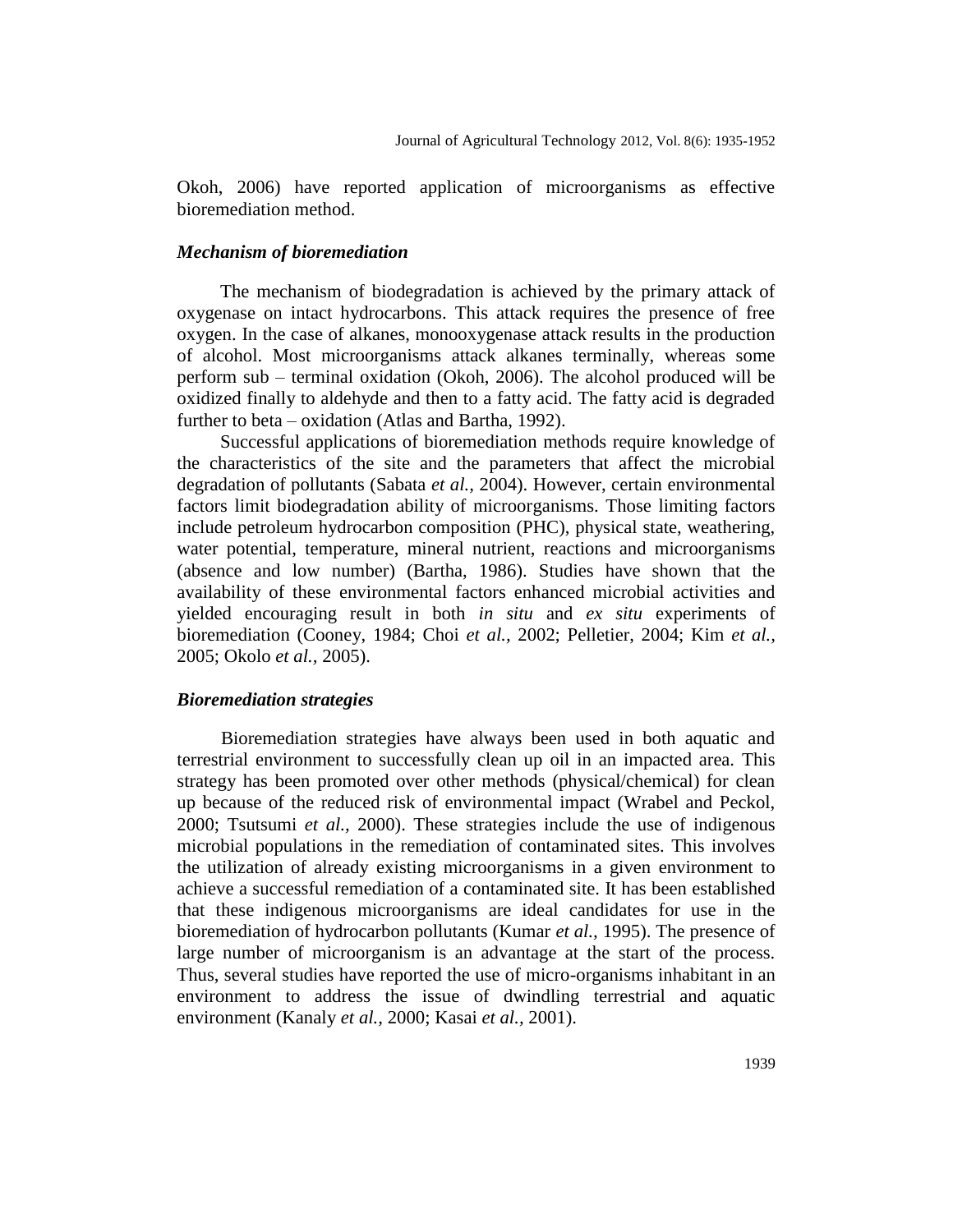Okoh, 2006) have reported application of microorganisms as effective bioremediation method.

### *Mechanism of bioremediation*

The mechanism of biodegradation is achieved by the primary attack of oxygenase on intact hydrocarbons. This attack requires the presence of free oxygen. In the case of alkanes, monooxygenase attack results in the production of alcohol. Most microorganisms attack alkanes terminally, whereas some perform sub – terminal oxidation (Okoh, 2006). The alcohol produced will be oxidized finally to aldehyde and then to a fatty acid. The fatty acid is degraded further to beta – oxidation (Atlas and Bartha, 1992).

Successful applications of bioremediation methods require knowledge of the characteristics of the site and the parameters that affect the microbial degradation of pollutants (Sabata *et al.,* 2004). However, certain environmental factors limit biodegradation ability of microorganisms. Those limiting factors include petroleum hydrocarbon composition (PHC), physical state, weathering, water potential, temperature, mineral nutrient, reactions and microorganisms (absence and low number) (Bartha, 1986). Studies have shown that the availability of these environmental factors enhanced microbial activities and yielded encouraging result in both *in situ* and *ex situ* experiments of bioremediation (Cooney, 1984; Choi *et al.,* 2002; Pelletier, 2004; Kim *et al.,* 2005; Okolo *et al.*, 2005).

### *Bioremediation strategies*

Bioremediation strategies have always been used in both aquatic and terrestrial environment to successfully clean up oil in an impacted area. This strategy has been promoted over other methods (physical/chemical) for clean up because of the reduced risk of environmental impact (Wrabel and Peckol, 2000; Tsutsumi *et al.,* 2000). These strategies include the use of indigenous microbial populations in the remediation of contaminated sites. This involves the utilization of already existing microorganisms in a given environment to achieve a successful remediation of a contaminated site. It has been established that these indigenous microorganisms are ideal candidates for use in the bioremediation of hydrocarbon pollutants (Kumar *et al.,* 1995). The presence of large number of microorganism is an advantage at the start of the process. Thus, several studies have reported the use of micro-organisms inhabitant in an environment to address the issue of dwindling terrestrial and aquatic environment (Kanaly *et al.,* 2000; Kasai *et al.,* 2001).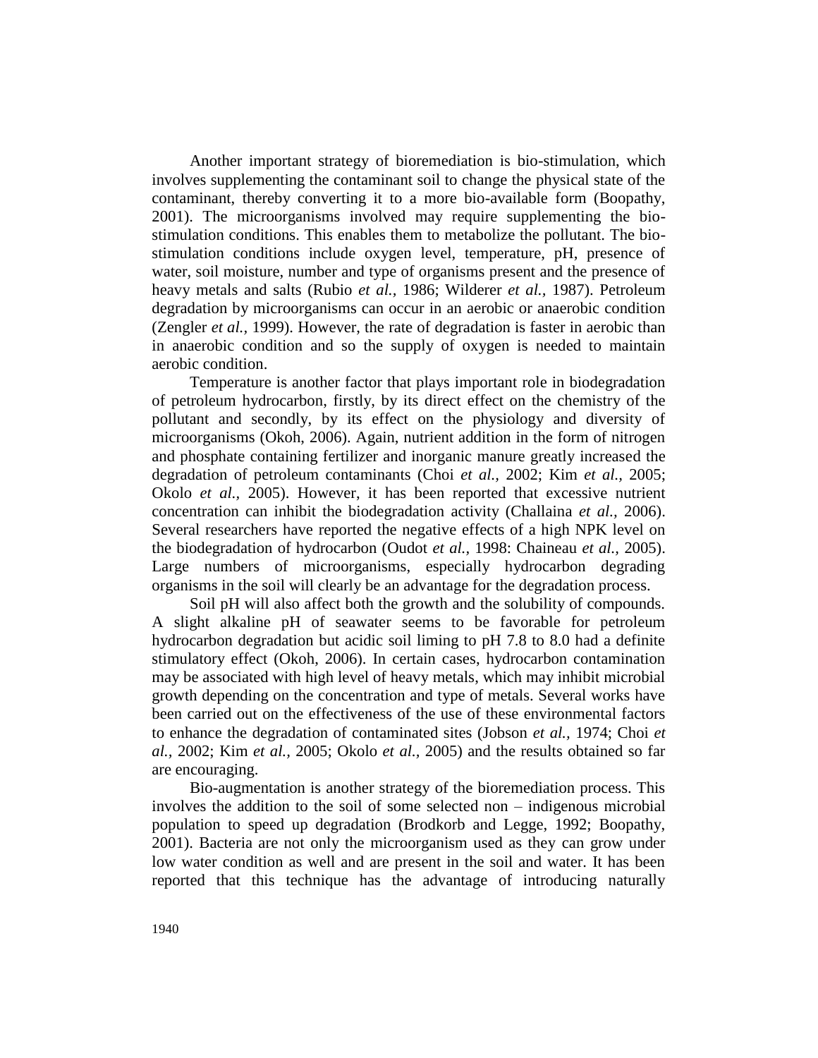Another important strategy of bioremediation is bio-stimulation, which involves supplementing the contaminant soil to change the physical state of the contaminant, thereby converting it to a more bio-available form (Boopathy, 2001). The microorganisms involved may require supplementing the bio-stimulation conditions. This enables them to metabolize the pollutant. The bio-stimulation conditions include oxygen level, temperature, pH, presence of water, soil moisture, number and type of organisms present and the presence of heavy metals and salts (Rubio *et al.,* 1986; Wilderer *et al.,* 1987). Petroleum degradation by microorganisms can occur in an aerobic or anaerobic condition (Zengler *et al.,* 1999). However, the rate of degradation is faster in aerobic than in anaerobic condition and so the supply of oxygen is needed to maintain aerobic condition.

Temperature is another factor that plays important role in biodegradation of petroleum hydrocarbon, firstly, by its direct effect on the chemistry of the pollutant and secondly, by its effect on the physiology and diversity of microorganisms (Okoh, 2006). Again, nutrient addition in the form of nitrogen and phosphate containing fertilizer and inorganic manure greatly increased the degradation of petroleum contaminants (Choi *et al.,* 2002; Kim *et al.,* 2005; Okolo *et al.,* 2005). However, it has been reported that excessive nutrient concentration can inhibit the biodegradation activity (Challaina *et al.,* 2006). Several researchers have reported the negative effects of a high NPK level on the biodegradation of hydrocarbon (Oudot *et al.,* 1998: Chaineau *et al.,* 2005). Large numbers of microorganisms, especially hydrocarbon degrading organisms in the soil will clearly be an advantage for the degradation process.

Soil pH will also affect both the growth and the solubility of compounds. A slight alkaline pH of seawater seems to be favorable for petroleum hydrocarbon degradation but acidic soil liming to pH 7.8 to 8.0 had a definite stimulatory effect (Okoh, 2006). In certain cases, hydrocarbon contamination may be associated with high level of heavy metals, which may inhibit microbial growth depending on the concentration and type of metals. Several works have been carried out on the effectiveness of the use of these environmental factors to enhance the degradation of contaminated sites (Jobson *et al.,* 1974; Choi *et al.,* 2002; Kim *et al.,* 2005; Okolo *et al.,* 2005) and the results obtained so far are encouraging.

Bio-augmentation is another strategy of the bioremediation process. This involves the addition to the soil of some selected non – indigenous microbial population to speed up degradation (Brodkorb and Legge, 1992; Boopathy, 2001). Bacteria are not only the microorganism used as they can grow under low water condition as well and are present in the soil and water. It has been reported that this technique has the advantage of introducing naturally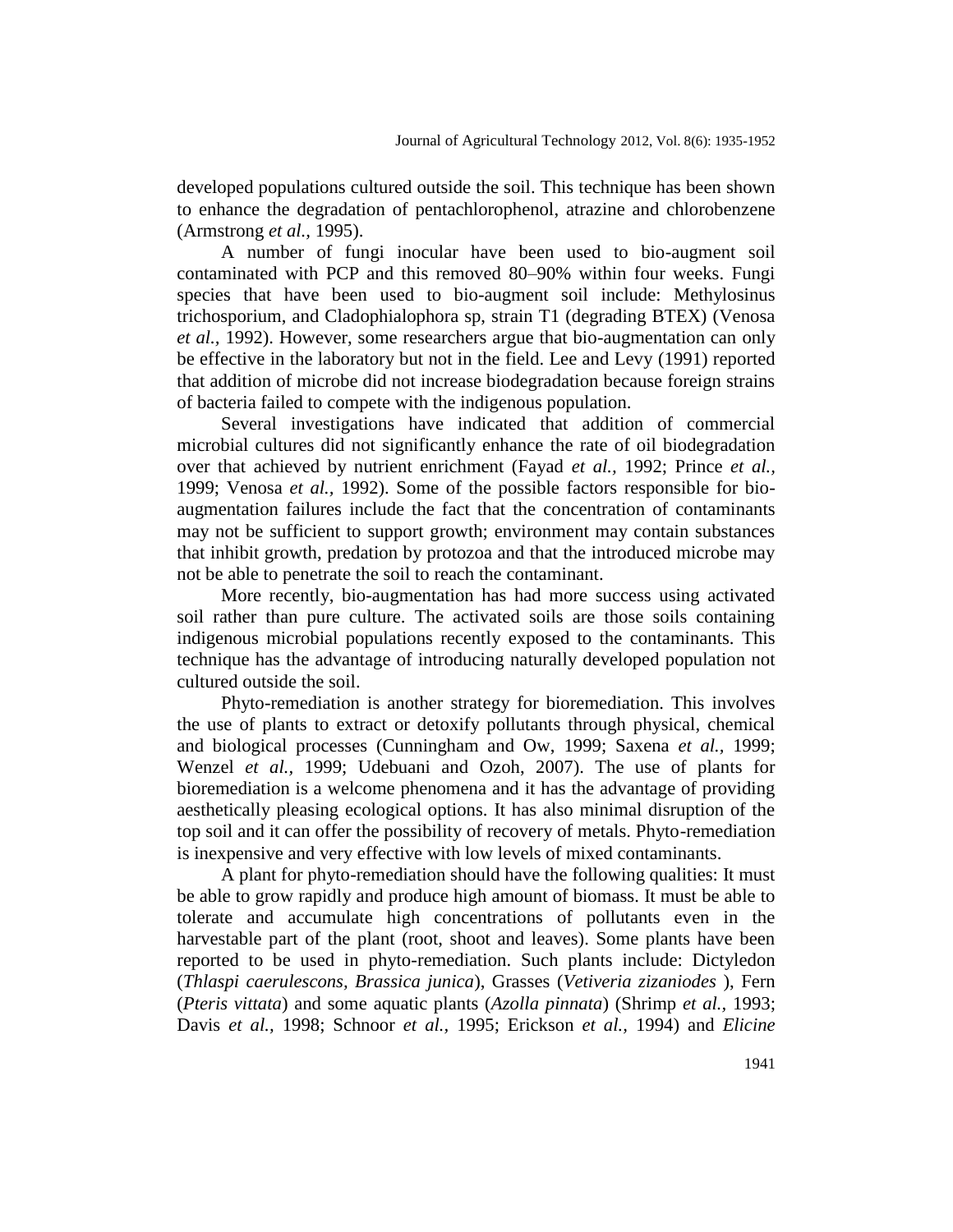developed populations cultured outside the soil. This technique has been shown to enhance the degradation of pentachlorophenol, atrazine and chlorobenzene (Armstrong *et al.,* 1995).

A number of fungi inocular have been used to bio-augment soil contaminated with PCP and this removed 80–90% within four weeks. Fungi species that have been used to bio-augment soil include: Methylosinus trichosporium, and Cladophialophora sp, strain T1 (degrading BTEX) (Venosa *et al.,* 1992). However, some researchers argue that bio-augmentation can only be effective in the laboratory but not in the field. Lee and Levy (1991) reported that addition of microbe did not increase biodegradation because foreign strains of bacteria failed to compete with the indigenous population.

Several investigations have indicated that addition of commercial microbial cultures did not significantly enhance the rate of oil biodegradation over that achieved by nutrient enrichment (Fayad *et al.,* 1992; Prince *et al.,* 1999; Venosa *et al.,* 1992). Some of the possible factors responsible for bio-augmentation failures include the fact that the concentration of contaminants may not be sufficient to support growth; environment may contain substances that inhibit growth, predation by protozoa and that the introduced microbe may not be able to penetrate the soil to reach the contaminant.

More recently, bio-augmentation has had more success using activated soil rather than pure culture. The activated soils are those soils containing indigenous microbial populations recently exposed to the contaminants. This technique has the advantage of introducing naturally developed population not cultured outside the soil.

Phyto-remediation is another strategy for bioremediation. This involves the use of plants to extract or detoxify pollutants through physical, chemical and biological processes (Cunningham and Ow, 1999; Saxena *et al.,* 1999; Wenzel *et al.,* 1999; Udebuani and Ozoh, 2007). The use of plants for bioremediation is a welcome phenomena and it has the advantage of providing aesthetically pleasing ecological options. It has also minimal disruption of the top soil and it can offer the possibility of recovery of metals. Phyto-remediation is inexpensive and very effective with low levels of mixed contaminants.

A plant for phyto-remediation should have the following qualities: It must be able to grow rapidly and produce high amount of biomass. It must be able to tolerate and accumulate high concentrations of pollutants even in the harvestable part of the plant (root, shoot and leaves). Some plants have been reported to be used in phyto-remediation. Such plants include: Dictyledon (*Thlaspi caerulescons, Brassica junica*), Grasses (*Vetiveria zizaniodes* ), Fern (*Pteris vittata*) and some aquatic plants (*Azolla pinnata*) (Shrimp *et al.,* 1993; Davis *et al.,* 1998; Schnoor *et al.,* 1995; Erickson *et al.,* 1994) and *Elicine*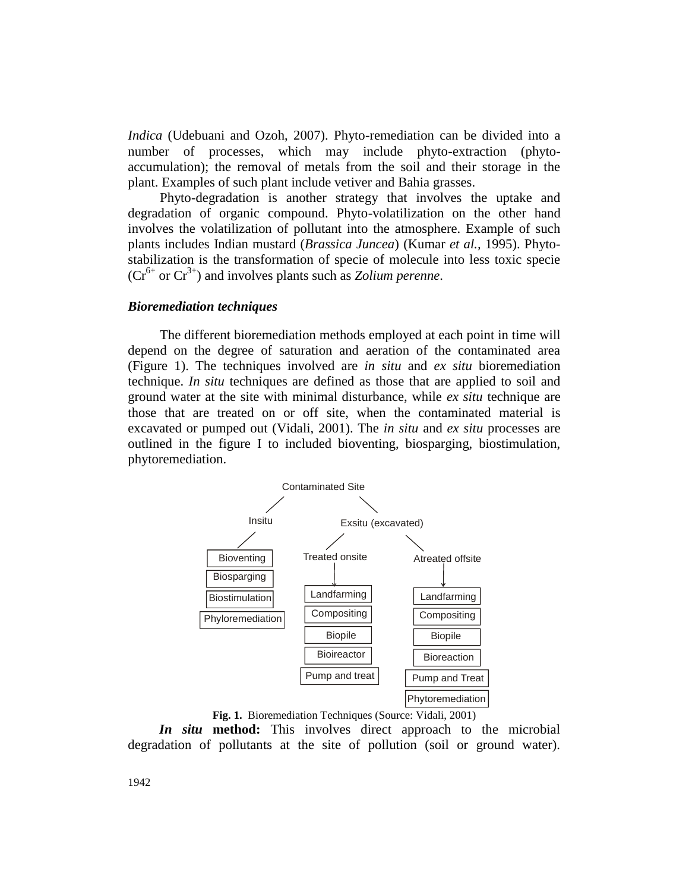*Indica* (Udebuani and Ozoh, 2007). Phyto-remediation can be divided into a number of processes, which may include phyto-extraction (phyto-accumulation); the removal of metals from the soil and their storage in the plant. Examples of such plant include vetiver and Bahia grasses.

Phyto-degradation is another strategy that involves the uptake and degradation of organic compound. Phyto-volatilization on the other hand involves the volatilization of pollutant into the atmosphere. Example of such plants includes Indian mustard (*Brassica Juncea*) (Kumar *et al.,* 1995). Phyto-stabilization is the transformation of specie of molecule into less toxic specie ($Cr^{6+}$ or $Cr^{3+}$) and involves plants such as *Zolium perenne*.

### *Bioremediation techniques*

The different bioremediation methods employed at each point in time will depend on the degree of saturation and aeration of the contaminated area (Figure 1). The techniques involved are *in situ* and *ex situ* bioremediation technique. *In situ* techniques are defined as those that are applied to soil and ground water at the site with minimal disturbance, while *ex situ* technique are those that are treated on or off site, when the contaminated material is excavated or pumped out (Vidali, 2001). The *in situ* and *ex situ* processes are outlined in the figure I to included bioventing, biosparging, biostimulation, phytoremediation.

Contaminated Site
- Insitu
  - Bioventing
  - Biosparging
  - Biostimulation
  - Phyloremediation
- Exsitu (excavated)
  - Treated onsite
    - Landfarming
    - Compositing
    - Biopile
    - Bioireactor
    - Pump and treat
  - Atreated offsite
    - Landfarming
    - Compositing
    - Biopile
    - Bioreaction
    - Pump and Treat
    - Phytoremediation

**Fig. 1.** Bioremediation Techniques (Source: Vidali, 2001)

***In situ* method:** This involves direct approach to the microbial degradation of pollutants at the site of pollution (soil or ground water).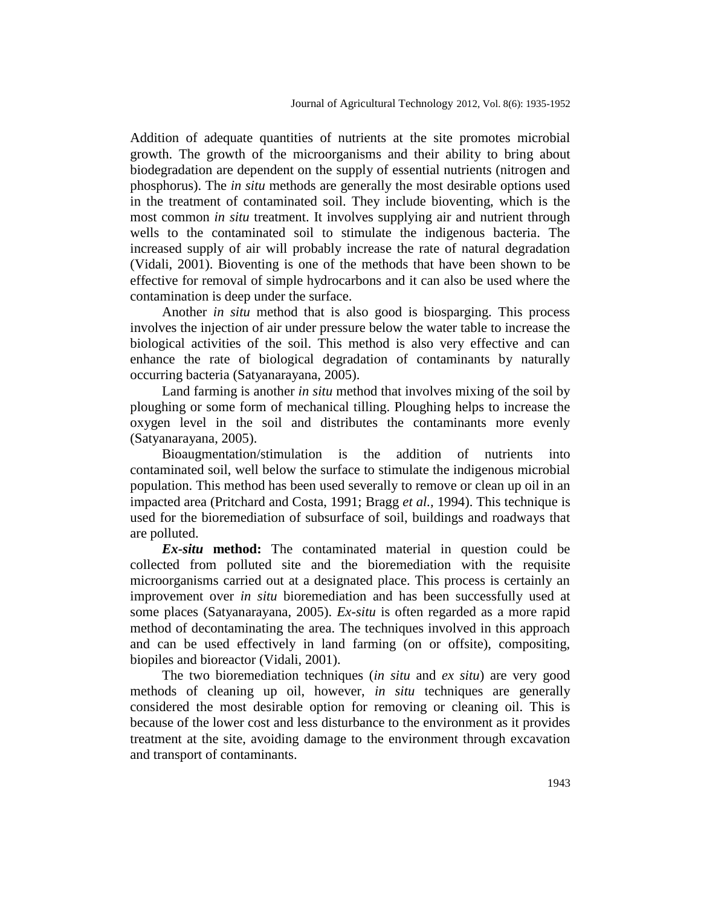Addition of adequate quantities of nutrients at the site promotes microbial growth. The growth of the microorganisms and their ability to bring about biodegradation are dependent on the supply of essential nutrients (nitrogen and phosphorus). The *in situ* methods are generally the most desirable options used in the treatment of contaminated soil. They include bioventing, which is the most common *in situ* treatment. It involves supplying air and nutrient through wells to the contaminated soil to stimulate the indigenous bacteria. The increased supply of air will probably increase the rate of natural degradation (Vidali, 2001). Bioventing is one of the methods that have been shown to be effective for removal of simple hydrocarbons and it can also be used where the contamination is deep under the surface.

Another *in situ* method that is also good is biosparging. This process involves the injection of air under pressure below the water table to increase the biological activities of the soil. This method is also very effective and can enhance the rate of biological degradation of contaminants by naturally occurring bacteria (Satyanarayana, 2005).

Land farming is another *in situ* method that involves mixing of the soil by ploughing or some form of mechanical tilling. Ploughing helps to increase the oxygen level in the soil and distributes the contaminants more evenly (Satyanarayana, 2005).

Bioaugmentation/stimulation is the addition of nutrients into contaminated soil, well below the surface to stimulate the indigenous microbial population. This method has been used severally to remove or clean up oil in an impacted area (Pritchard and Costa, 1991; Bragg *et al.*, 1994). This technique is used for the bioremediation of subsurface of soil, buildings and roadways that are polluted.

***Ex-situ* method:** The contaminated material in question could be collected from polluted site and the bioremediation with the requisite microorganisms carried out at a designated place. This process is certainly an improvement over *in situ* bioremediation and has been successfully used at some places (Satyanarayana, 2005). *Ex-situ* is often regarded as a more rapid method of decontaminating the area. The techniques involved in this approach and can be used effectively in land farming (on or offsite), compositing, biopiles and bioreactor (Vidali, 2001).

The two bioremediation techniques (*in situ* and *ex situ*) are very good methods of cleaning up oil, however, *in situ* techniques are generally considered the most desirable option for removing or cleaning oil. This is because of the lower cost and less disturbance to the environment as it provides treatment at the site, avoiding damage to the environment through excavation and transport of contaminants.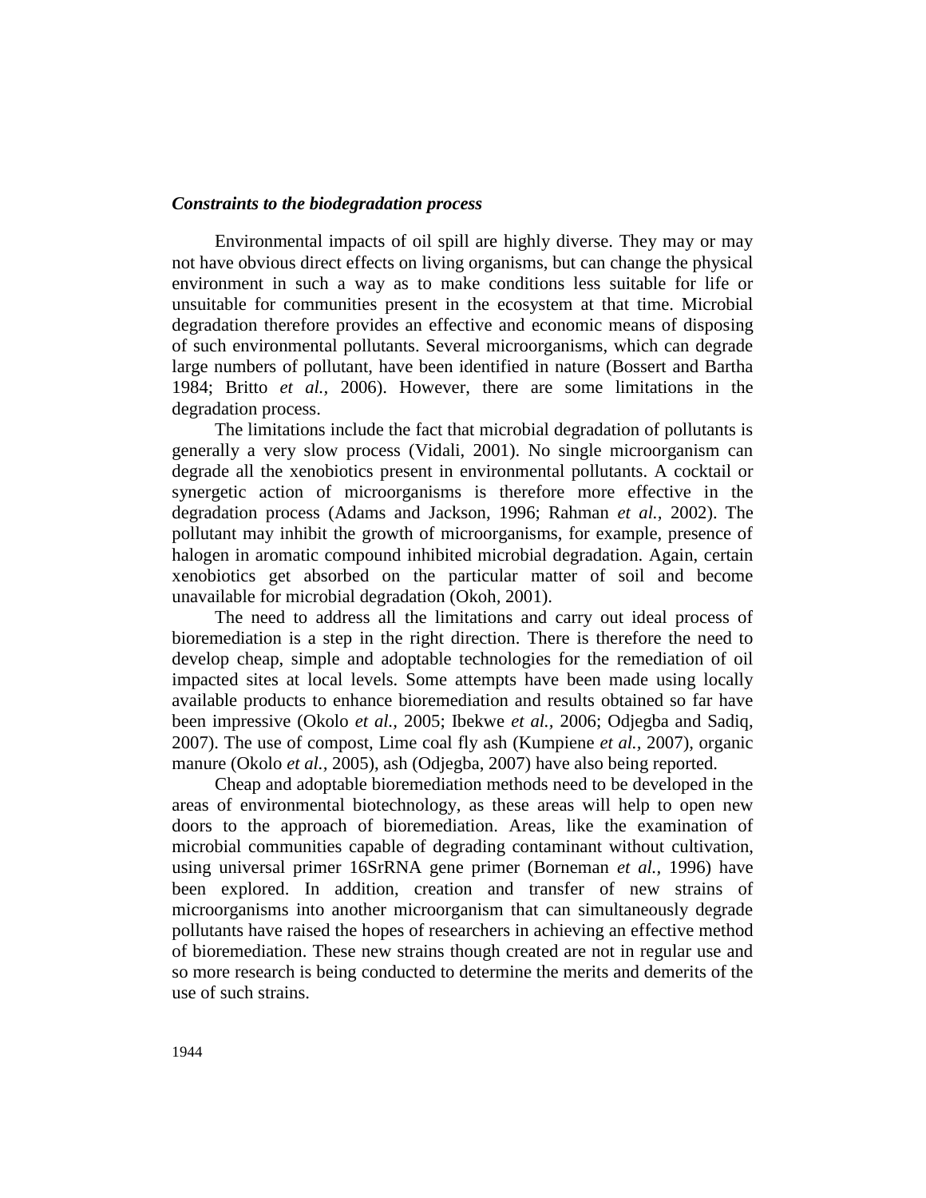### *Constraints to the biodegradation process*

Environmental impacts of oil spill are highly diverse. They may or may not have obvious direct effects on living organisms, but can change the physical environment in such a way as to make conditions less suitable for life or unsuitable for communities present in the ecosystem at that time. Microbial degradation therefore provides an effective and economic means of disposing of such environmental pollutants. Several microorganisms, which can degrade large numbers of pollutant, have been identified in nature (Bossert and Bartha 1984; Britto *et al.,* 2006). However, there are some limitations in the degradation process.

The limitations include the fact that microbial degradation of pollutants is generally a very slow process (Vidali, 2001). No single microorganism can degrade all the xenobiotics present in environmental pollutants. A cocktail or synergetic action of microorganisms is therefore more effective in the degradation process (Adams and Jackson, 1996; Rahman *et al.,* 2002). The pollutant may inhibit the growth of microorganisms, for example, presence of halogen in aromatic compound inhibited microbial degradation. Again, certain xenobiotics get absorbed on the particular matter of soil and become unavailable for microbial degradation (Okoh, 2001).

The need to address all the limitations and carry out ideal process of bioremediation is a step in the right direction. There is therefore the need to develop cheap, simple and adoptable technologies for the remediation of oil impacted sites at local levels. Some attempts have been made using locally available products to enhance bioremediation and results obtained so far have been impressive (Okolo *et al.,* 2005; Ibekwe *et al.,* 2006; Odjegba and Sadiq, 2007). The use of compost, Lime coal fly ash (Kumpiene *et al.,* 2007), organic manure (Okolo *et al.,* 2005), ash (Odjegba, 2007) have also being reported.

Cheap and adoptable bioremediation methods need to be developed in the areas of environmental biotechnology, as these areas will help to open new doors to the approach of bioremediation. Areas, like the examination of microbial communities capable of degrading contaminant without cultivation, using universal primer 16SrRNA gene primer (Borneman *et al.,* 1996) have been explored. In addition, creation and transfer of new strains of microorganisms into another microorganism that can simultaneously degrade pollutants have raised the hopes of researchers in achieving an effective method of bioremediation. These new strains though created are not in regular use and so more research is being conducted to determine the merits and demerits of the use of such strains.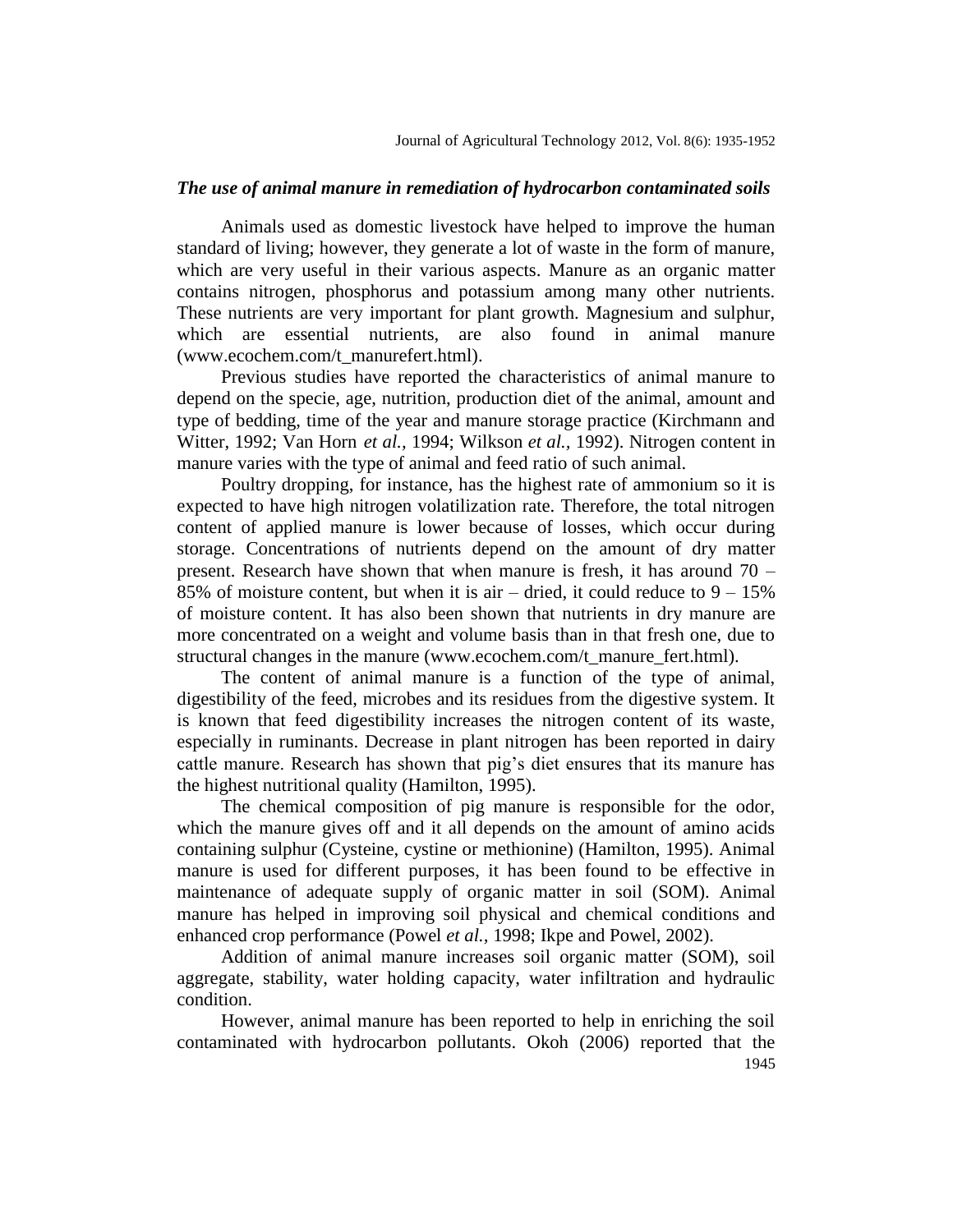### *The use of animal manure in remediation of hydrocarbon contaminated soils*

Animals used as domestic livestock have helped to improve the human standard of living; however, they generate a lot of waste in the form of manure, which are very useful in their various aspects. Manure as an organic matter contains nitrogen, phosphorus and potassium among many other nutrients. These nutrients are very important for plant growth. Magnesium and sulphur, which are essential nutrients, are also found in animal manure (www.ecochem.com/t_manurefert.html).

Previous studies have reported the characteristics of animal manure to depend on the specie, age, nutrition, production diet of the animal, amount and type of bedding, time of the year and manure storage practice (Kirchmann and Witter, 1992; Van Horn *et al.*, 1994; Wilkson *et al.*, 1992). Nitrogen content in manure varies with the type of animal and feed ratio of such animal.

Poultry dropping, for instance, has the highest rate of ammonium so it is expected to have high nitrogen volatilization rate. Therefore, the total nitrogen content of applied manure is lower because of losses, which occur during storage. Concentrations of nutrients depend on the amount of dry matter present. Research have shown that when manure is fresh, it has around 70 – 85% of moisture content, but when it is air – dried, it could reduce to 9 – 15% of moisture content. It has also been shown that nutrients in dry manure are more concentrated on a weight and volume basis than in that fresh one, due to structural changes in the manure (www.ecochem.com/t_manure_fert.html).

The content of animal manure is a function of the type of animal, digestibility of the feed, microbes and its residues from the digestive system. It is known that feed digestibility increases the nitrogen content of its waste, especially in ruminants. Decrease in plant nitrogen has been reported in dairy cattle manure. Research has shown that pig's diet ensures that its manure has the highest nutritional quality (Hamilton, 1995).

The chemical composition of pig manure is responsible for the odor, which the manure gives off and it all depends on the amount of amino acids containing sulphur (Cysteine, cystine or methionine) (Hamilton, 1995). Animal manure is used for different purposes, it has been found to be effective in maintenance of adequate supply of organic matter in soil (SOM). Animal manure has helped in improving soil physical and chemical conditions and enhanced crop performance (Powel *et al.*, 1998; Ikpe and Powel, 2002).

Addition of animal manure increases soil organic matter (SOM), soil aggregate, stability, water holding capacity, water infiltration and hydraulic condition.

However, animal manure has been reported to help in enriching the soil contaminated with hydrocarbon pollutants. Okoh (2006) reported that the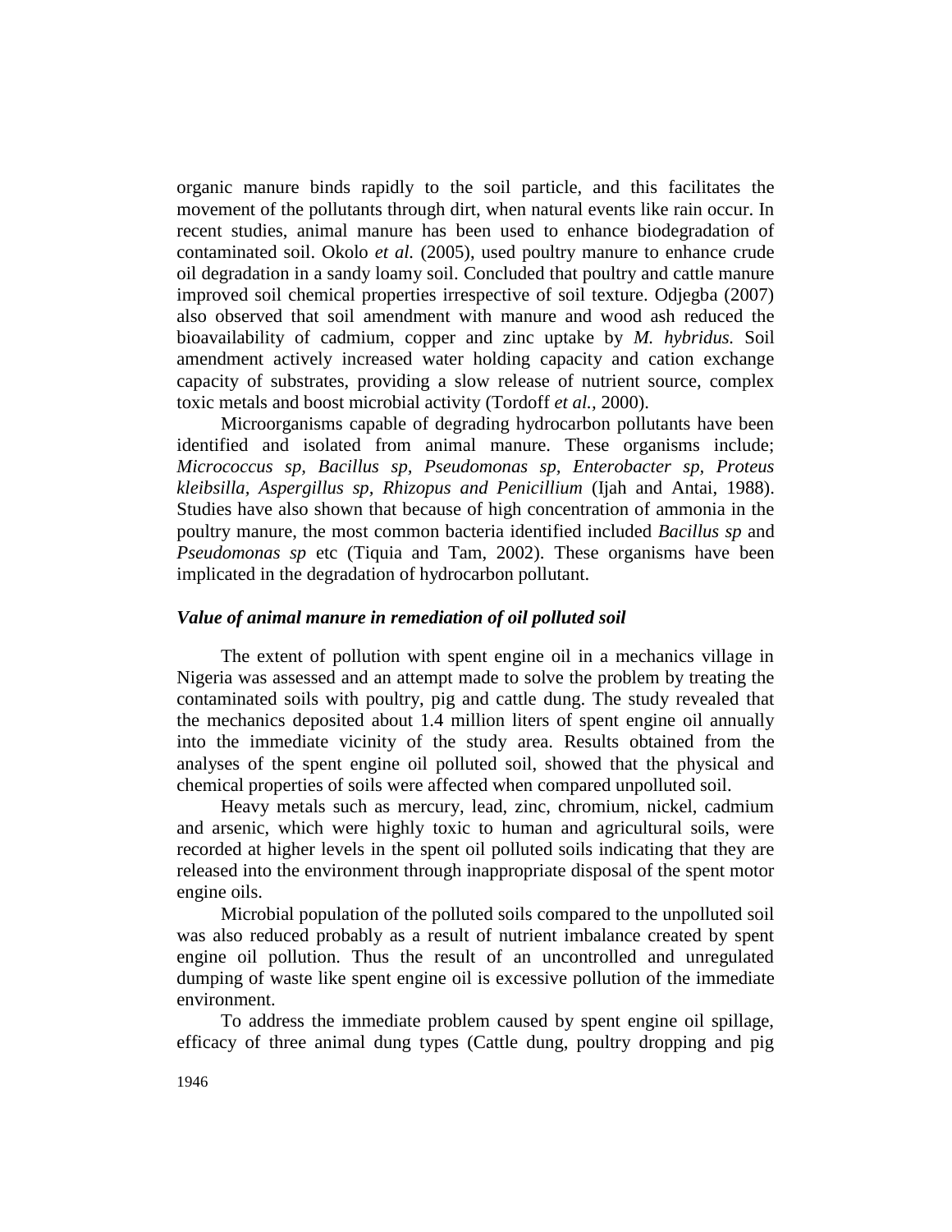organic manure binds rapidly to the soil particle, and this facilitates the movement of the pollutants through dirt, when natural events like rain occur. In recent studies, animal manure has been used to enhance biodegradation of contaminated soil. Okolo *et al.* (2005), used poultry manure to enhance crude oil degradation in a sandy loamy soil. Concluded that poultry and cattle manure improved soil chemical properties irrespective of soil texture. Odjegba (2007) also observed that soil amendment with manure and wood ash reduced the bioavailability of cadmium, copper and zinc uptake by *M. hybridus.* Soil amendment actively increased water holding capacity and cation exchange capacity of substrates, providing a slow release of nutrient source, complex toxic metals and boost microbial activity (Tordoff *et al.,* 2000).

Microorganisms capable of degrading hydrocarbon pollutants have been identified and isolated from animal manure. These organisms include; *Micrococcus sp, Bacillus sp, Pseudomonas sp, Enterobacter sp, Proteus kleibsilla, Aspergillus sp, Rhizopus and Penicillium* (Ijah and Antai, 1988). Studies have also shown that because of high concentration of ammonia in the poultry manure, the most common bacteria identified included *Bacillus sp* and *Pseudomonas sp* etc (Tiquia and Tam, 2002). These organisms have been implicated in the degradation of hydrocarbon pollutant.

### *Value of animal manure in remediation of oil polluted soil*

The extent of pollution with spent engine oil in a mechanics village in Nigeria was assessed and an attempt made to solve the problem by treating the contaminated soils with poultry, pig and cattle dung. The study revealed that the mechanics deposited about 1.4 million liters of spent engine oil annually into the immediate vicinity of the study area. Results obtained from the analyses of the spent engine oil polluted soil, showed that the physical and chemical properties of soils were affected when compared unpolluted soil.

Heavy metals such as mercury, lead, zinc, chromium, nickel, cadmium and arsenic, which were highly toxic to human and agricultural soils, were recorded at higher levels in the spent oil polluted soils indicating that they are released into the environment through inappropriate disposal of the spent motor engine oils.

Microbial population of the polluted soils compared to the unpolluted soil was also reduced probably as a result of nutrient imbalance created by spent engine oil pollution. Thus the result of an uncontrolled and unregulated dumping of waste like spent engine oil is excessive pollution of the immediate environment.

To address the immediate problem caused by spent engine oil spillage, efficacy of three animal dung types (Cattle dung, poultry dropping and pig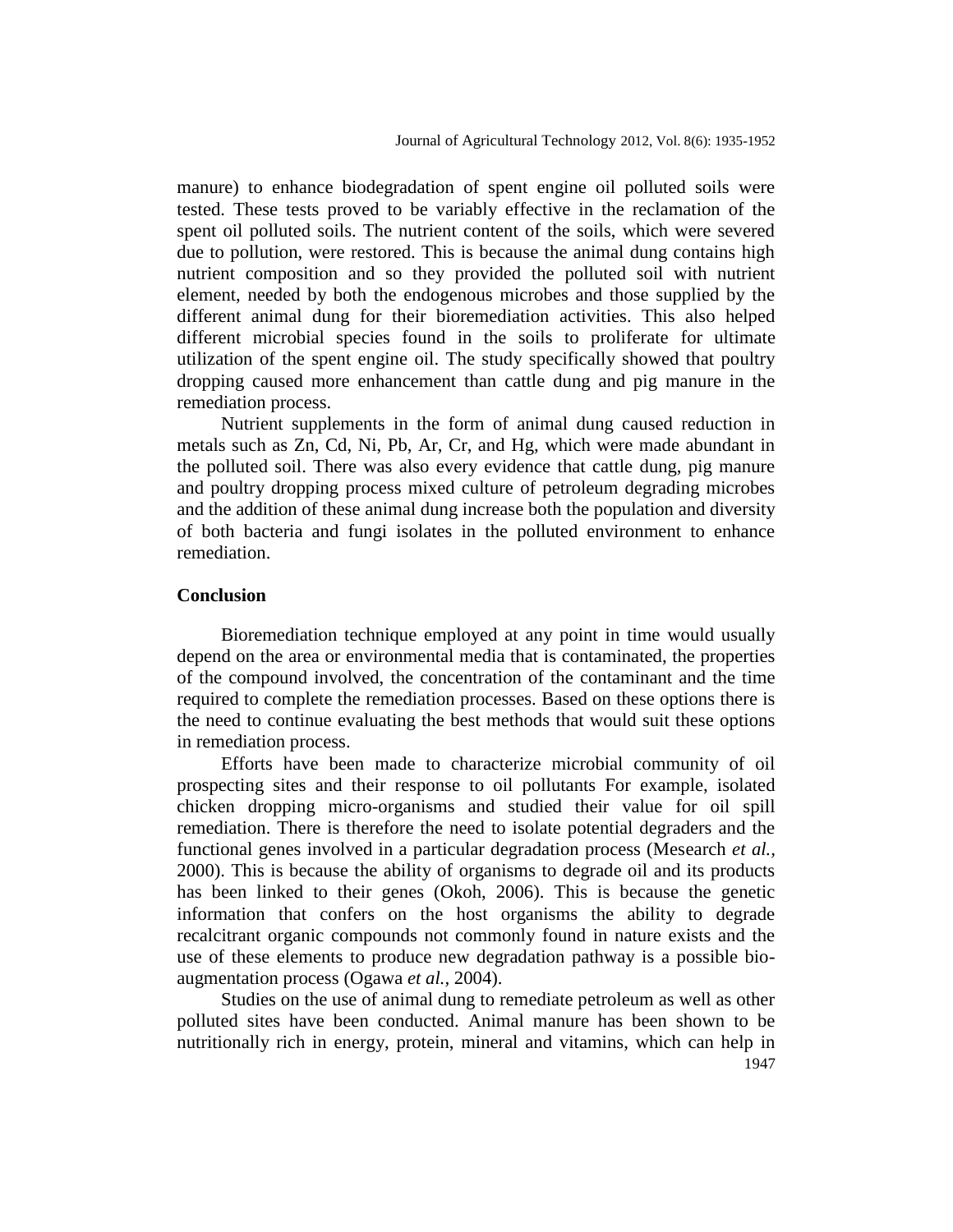manure) to enhance biodegradation of spent engine oil polluted soils were tested. These tests proved to be variably effective in the reclamation of the spent oil polluted soils. The nutrient content of the soils, which were severed due to pollution, were restored. This is because the animal dung contains high nutrient composition and so they provided the polluted soil with nutrient element, needed by both the endogenous microbes and those supplied by the different animal dung for their bioremediation activities. This also helped different microbial species found in the soils to proliferate for ultimate utilization of the spent engine oil. The study specifically showed that poultry dropping caused more enhancement than cattle dung and pig manure in the remediation process.

Nutrient supplements in the form of animal dung caused reduction in metals such as Zn, Cd, Ni, Pb, Ar, Cr, and Hg, which were made abundant in the polluted soil. There was also every evidence that cattle dung, pig manure and poultry dropping process mixed culture of petroleum degrading microbes and the addition of these animal dung increase both the population and diversity of both bacteria and fungi isolates in the polluted environment to enhance remediation.

## Conclusion

Bioremediation technique employed at any point in time would usually depend on the area or environmental media that is contaminated, the properties of the compound involved, the concentration of the contaminant and the time required to complete the remediation processes. Based on these options there is the need to continue evaluating the best methods that would suit these options in remediation process.

Efforts have been made to characterize microbial community of oil prospecting sites and their response to oil pollutants For example, isolated chicken dropping micro-organisms and studied their value for oil spill remediation. There is therefore the need to isolate potential degraders and the functional genes involved in a particular degradation process (Mesearch *et al.*, 2000). This is because the ability of organisms to degrade oil and its products has been linked to their genes (Okoh, 2006). This is because the genetic information that confers on the host organisms the ability to degrade recalcitrant organic compounds not commonly found in nature exists and the use of these elements to produce new degradation pathway is a possible bio-augmentation process (Ogawa *et al.*, 2004).

Studies on the use of animal dung to remediate petroleum as well as other polluted sites have been conducted. Animal manure has been shown to be nutritionally rich in energy, protein, mineral and vitamins, which can help in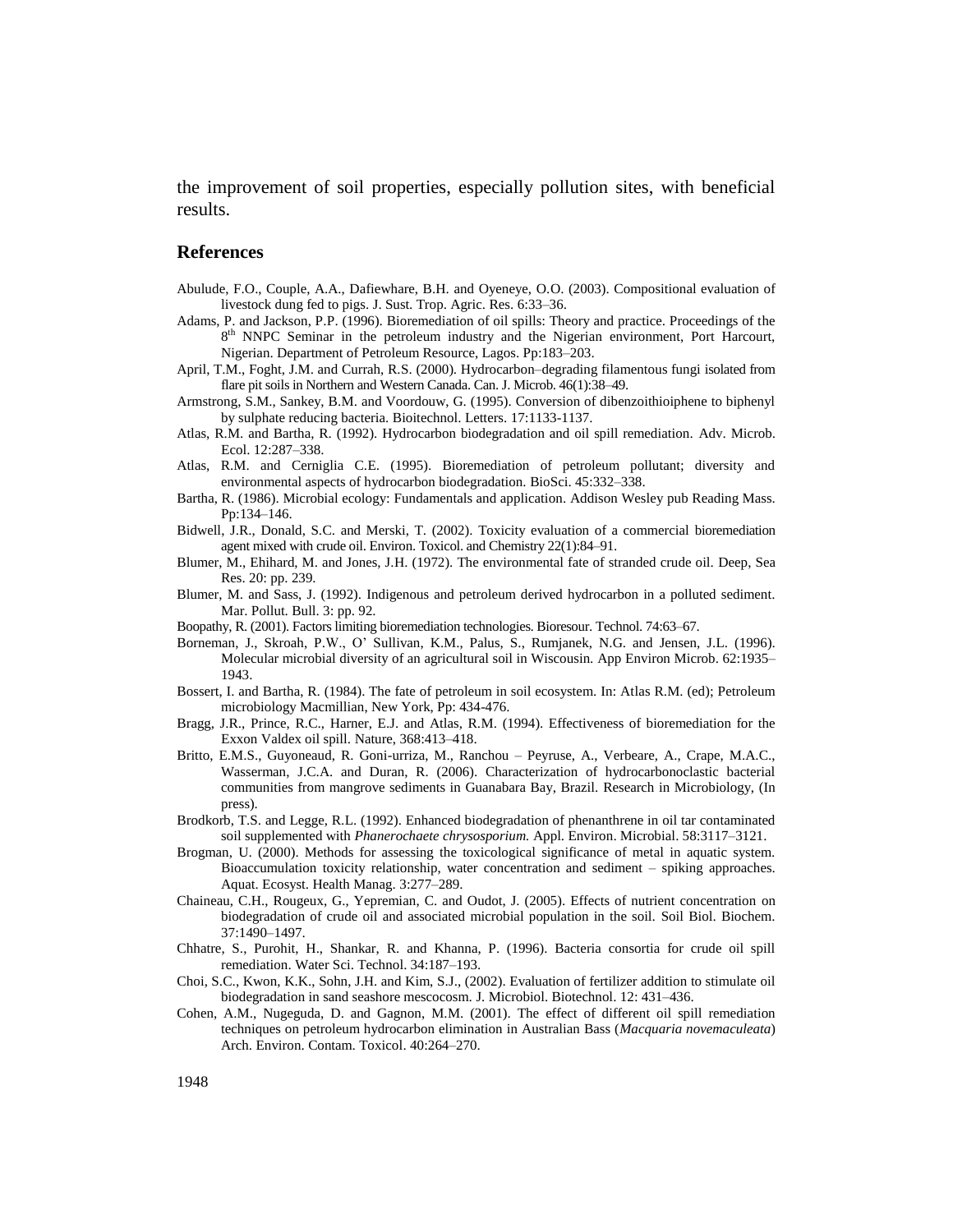the improvement of soil properties, especially pollution sites, with beneficial results.

## References

Abulude, F.O., Couple, A.A., Dafiewhare, B.H. and Oyeneye, O.O. (2003). Compositional evaluation of livestock dung fed to pigs. J. Sust. Trop. Agric. Res. 6:33–36.

Adams, P. and Jackson, P.P. (1996). Bioremediation of oil spills: Theory and practice. Proceedings of the 8th NNPC Seminar in the petroleum industry and the Nigerian environment, Port Harcourt, Nigerian. Department of Petroleum Resource, Lagos. Pp:183–203.

April, T.M., Foght, J.M. and Currah, R.S. (2000). Hydrocarbon–degrading filamentous fungi isolated from flare pit soils in Northern and Western Canada. Can. J. Microb. 46(1):38–49.

Armstrong, S.M., Sankey, B.M. and Voordouw, G. (1995). Conversion of dibenzoithioiphene to biphenyl by sulphate reducing bacteria. Bioitechnol. Letters. 17:1133-1137.

Atlas, R.M. and Bartha, R. (1992). Hydrocarbon biodegradation and oil spill remediation. Adv. Microb. Ecol. 12:287–338.

Atlas, R.M. and Cerniglia C.E. (1995). Bioremediation of petroleum pollutant; diversity and environmental aspects of hydrocarbon biodegradation. BioSci. 45:332–338.

Bartha, R. (1986). Microbial ecology: Fundamentals and application. Addison Wesley pub Reading Mass. Pp:134–146.

Bidwell, J.R., Donald, S.C. and Merski, T. (2002). Toxicity evaluation of a commercial bioremediation agent mixed with crude oil. Environ. Toxicol. and Chemistry 22(1):84–91.

Blumer, M., Ehihard, M. and Jones, J.H. (1972). The environmental fate of stranded crude oil. Deep, Sea Res. 20: pp. 239.

Blumer, M. and Sass, J. (1992). Indigenous and petroleum derived hydrocarbon in a polluted sediment. Mar. Pollut. Bull. 3: pp. 92.

Boopathy, R. (2001). Factors limiting bioremediation technologies. Bioresour. Technol. 74:63–67.

Borneman, J., Skroah, P.W., O' Sullivan, K.M., Palus, S., Rumjanek, N.G. and Jensen, J.L. (1996). Molecular microbial diversity of an agricultural soil in Wiscousin. App Environ Microb. 62:1935–1943.

Bossert, I. and Bartha, R. (1984). The fate of petroleum in soil ecosystem. In: Atlas R.M. (ed); Petroleum microbiology Macmillian, New York, Pp: 434-476.

Bragg, J.R., Prince, R.C., Harner, E.J. and Atlas, R.M. (1994). Effectiveness of bioremediation for the Exxon Valdex oil spill. Nature, 368:413–418.

Britto, E.M.S., Guyoneaud, R. Goni-urriza, M., Ranchou – Peyruse, A., Verbeare, A., Crape, M.A.C., Wasserman, J.C.A. and Duran, R. (2006). Characterization of hydrocarbonoclastic bacterial communities from mangrove sediments in Guanabara Bay, Brazil. Research in Microbiology, (In press).

Brodkorb, T.S. and Legge, R.L. (1992). Enhanced biodegradation of phenanthrene in oil tar contaminated soil supplemented with *Phanerochaete chrysosporium.* Appl. Environ. Microbial. 58:3117–3121.

Brogman, U. (2000). Methods for assessing the toxicological significance of metal in aquatic system. Bioaccumulation toxicity relationship, water concentration and sediment – spiking approaches. Aquat. Ecosyst. Health Manag. 3:277–289.

Chaineau, C.H., Rougeux, G., Yepremian, C. and Oudot, J. (2005). Effects of nutrient concentration on biodegradation of crude oil and associated microbial population in the soil. Soil Biol. Biochem. 37:1490–1497.

Chhatre, S., Purohit, H., Shankar, R. and Khanna, P. (1996). Bacteria consortia for crude oil spill remediation. Water Sci. Technol. 34:187–193.

Choi, S.C., Kwon, K.K., Sohn, J.H. and Kim, S.J., (2002). Evaluation of fertilizer addition to stimulate oil biodegradation in sand seashore mescocosm. J. Microbiol. Biotechnol. 12: 431–436.

Cohen, A.M., Nugeguda, D. and Gagnon, M.M. (2001). The effect of different oil spill remediation techniques on petroleum hydrocarbon elimination in Australian Bass (*Macquaria novemaculeata*) Arch. Environ. Contam. Toxicol. 40:264–270.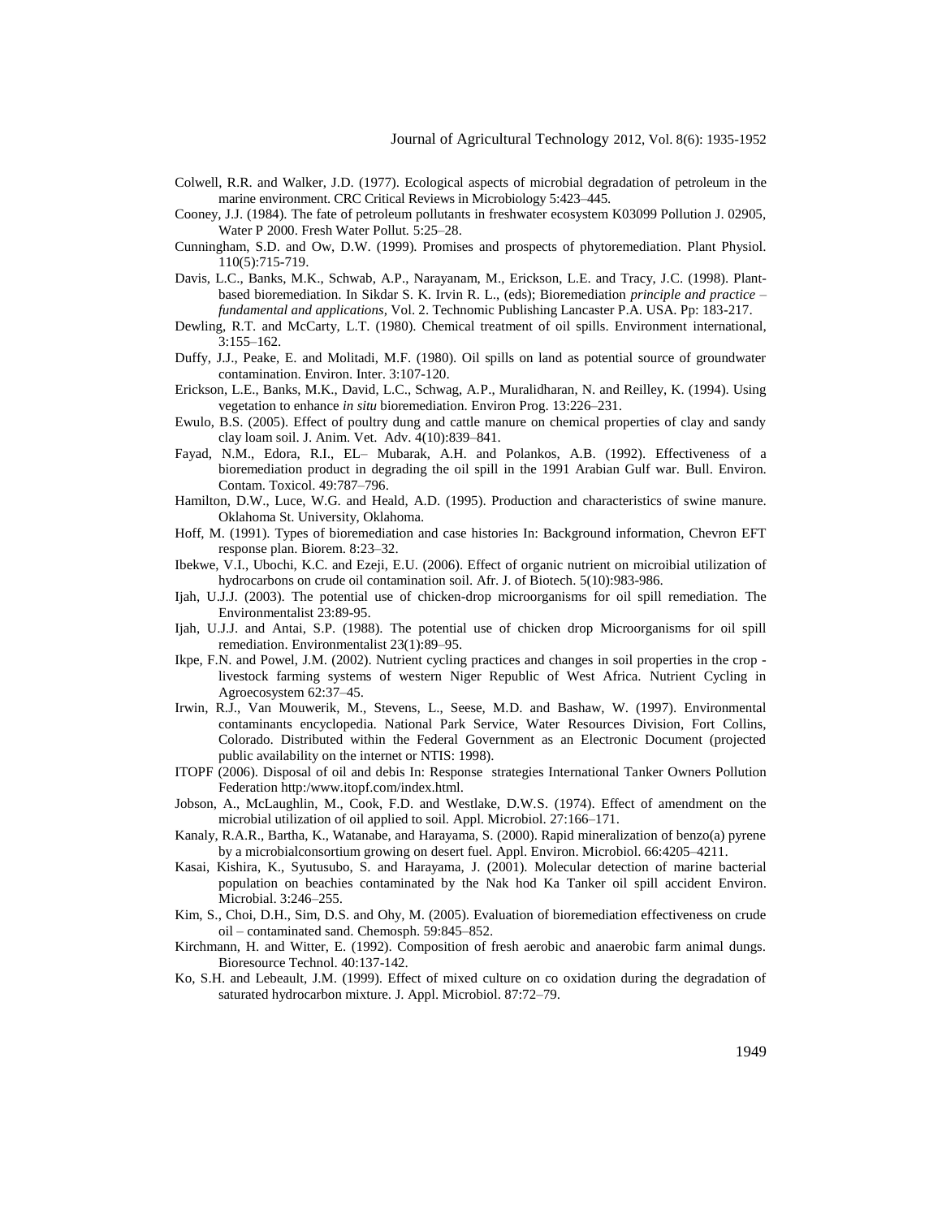Colwell, R.R. and Walker, J.D. (1977). Ecological aspects of microbial degradation of petroleum in the marine environment. CRC Critical Reviews in Microbiology 5:423–445.

Cooney, J.J. (1984). The fate of petroleum pollutants in freshwater ecosystem K03099 Pollution J. 02905, Water P 2000. Fresh Water Pollut. 5:25–28.

Cunningham, S.D. and Ow, D.W. (1999). Promises and prospects of phytoremediation. Plant Physiol. 110(5):715-719.

Davis, L.C., Banks, M.K., Schwab, A.P., Narayanam, M., Erickson, L.E. and Tracy, J.C. (1998). Plant-based bioremediation. In Sikdar S. K. Irvin R. L., (eds); Bioremediation *principle and practice – fundamental and applications,* Vol. 2. Technomic Publishing Lancaster P.A. USA. Pp: 183-217.

Dewling, R.T. and McCarty, L.T. (1980). Chemical treatment of oil spills. Environment international, 3:155–162.

Duffy, J.J., Peake, E. and Molitadi, M.F. (1980). Oil spills on land as potential source of groundwater contamination. Environ. Inter. 3:107-120.

Erickson, L.E., Banks, M.K., David, L.C., Schwag, A.P., Muralidharan, N. and Reilley, K. (1994). Using vegetation to enhance *in situ* bioremediation. Environ Prog. 13:226–231.

Ewulo, B.S. (2005). Effect of poultry dung and cattle manure on chemical properties of clay and sandy clay loam soil. J. Anim. Vet. Adv. 4(10):839–841.

Fayad, N.M., Edora, R.I., EL– Mubarak, A.H. and Polankos, A.B. (1992). Effectiveness of a bioremediation product in degrading the oil spill in the 1991 Arabian Gulf war. Bull. Environ. Contam. Toxicol. 49:787–796.

Hamilton, D.W., Luce, W.G. and Heald, A.D. (1995). Production and characteristics of swine manure. Oklahoma St. University, Oklahoma.

Hoff, M. (1991). Types of bioremediation and case histories In: Background information, Chevron EFT response plan. Biorem. 8:23–32.

Ibekwe, V.I., Ubochi, K.C. and Ezeji, E.U. (2006). Effect of organic nutrient on microibial utilization of hydrocarbons on crude oil contamination soil. Afr. J. of Biotech. 5(10):983-986.

Ijah, U.J.J. (2003). The potential use of chicken-drop microorganisms for oil spill remediation. The Environmentalist 23:89-95.

Ijah, U.J.J. and Antai, S.P. (1988). The potential use of chicken drop Microorganisms for oil spill remediation. Environmentalist 23(1):89–95.

Ikpe, F.N. and Powel, J.M. (2002). Nutrient cycling practices and changes in soil properties in the crop - livestock farming systems of western Niger Republic of West Africa. Nutrient Cycling in Agroecosystem 62:37–45.

Irwin, R.J., Van Mouwerik, M., Stevens, L., Seese, M.D. and Bashaw, W. (1997). Environmental contaminants encyclopedia. National Park Service, Water Resources Division, Fort Collins, Colorado. Distributed within the Federal Government as an Electronic Document (projected public availability on the internet or NTIS: 1998).

ITOPF (2006). Disposal of oil and debis In: Response strategies International Tanker Owners Pollution Federation http:/www.itopf.com/index.html.

Jobson, A., McLaughlin, M., Cook, F.D. and Westlake, D.W.S. (1974). Effect of amendment on the microbial utilization of oil applied to soil. Appl. Microbiol. 27:166–171.

Kanaly, R.A.R., Bartha, K., Watanabe, and Harayama, S. (2000). Rapid mineralization of benzo(a) pyrene by a microbialconsortium growing on desert fuel. Appl. Environ. Microbiol. 66:4205–4211.

Kasai, Kishira, K., Syutusubo, S. and Harayama, J. (2001). Molecular detection of marine bacterial population on beachies contaminated by the Nak hod Ka Tanker oil spill accident Environ. Microbial. 3:246–255.

Kim, S., Choi, D.H., Sim, D.S. and Ohy, M. (2005). Evaluation of bioremediation effectiveness on crude oil – contaminated sand. Chemosph. 59:845–852.

Kirchmann, H. and Witter, E. (1992). Composition of fresh aerobic and anaerobic farm animal dungs. Bioresource Technol. 40:137-142.

Ko, S.H. and Lebeault, J.M. (1999). Effect of mixed culture on co oxidation during the degradation of saturated hydrocarbon mixture. J. Appl. Microbiol. 87:72–79.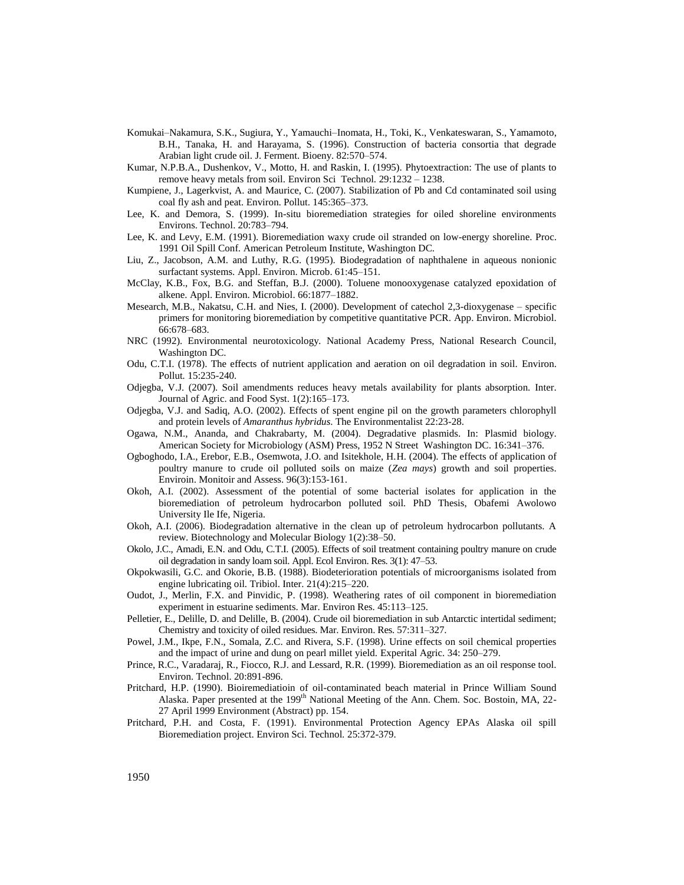Komukai–Nakamura, S.K., Sugiura, Y., Yamauchi–Inomata, H., Toki, K., Venkateswaran, S., Yamamoto, B.H., Tanaka, H. and Harayama, S. (1996). Construction of bacteria consortia that degrade Arabian light crude oil. J. Ferment. Bioeny. 82:570–574.

Kumar, N.P.B.A., Dushenkov, V., Motto, H. and Raskin, I. (1995). Phytoextraction: The use of plants to remove heavy metals from soil. Environ Sci Technol. 29:1232 – 1238.

Kumpiene, J., Lagerkvist, A. and Maurice, C. (2007). Stabilization of Pb and Cd contaminated soil using coal fly ash and peat. Environ. Pollut. 145:365–373.

Lee, K. and Demora, S. (1999). In-situ bioremediation strategies for oiled shoreline environments Environs. Technol. 20:783–794.

Lee, K. and Levy, E.M. (1991). Bioremediation waxy crude oil stranded on low-energy shoreline. Proc. 1991 Oil Spill Conf. American Petroleum Institute, Washington DC.

Liu, Z., Jacobson, A.M. and Luthy, R.G. (1995). Biodegradation of naphthalene in aqueous nonionic surfactant systems. Appl. Environ. Microb. 61:45–151.

McClay, K.B., Fox, B.G. and Steffan, B.J. (2000). Toluene monooxygenase catalyzed epoxidation of alkene. Appl. Environ. Microbiol. 66:1877–1882.

Mesearch, M.B., Nakatsu, C.H. and Nies, I. (2000). Development of catechol 2,3-dioxygenase – specific primers for monitoring bioremediation by competitive quantitative PCR. App. Environ. Microbiol. 66:678–683.

NRC (1992). Environmental neurotoxicology. National Academy Press, National Research Council, Washington DC.

Odu, C.T.I. (1978). The effects of nutrient application and aeration on oil degradation in soil. Environ. Pollut. 15:235-240.

Odjegba, V.J. (2007). Soil amendments reduces heavy metals availability for plants absorption. Inter. Journal of Agric. and Food Syst. 1(2):165–173.

Odjegba, V.J. and Sadiq, A.O. (2002). Effects of spent engine pil on the growth parameters chlorophyll and protein levels of *Amaranthus hybridus*. The Environmentalist 22:23-28.

Ogawa, N.M., Ananda, and Chakrabarty, M. (2004). Degradative plasmids. In: Plasmid biology. American Society for Microbiology (ASM) Press, 1952 N Street Washington DC. 16:341–376.

Ogboghodo, I.A., Erebor, E.B., Osemwota, J.O. and Isitekhole, H.H. (2004). The effects of application of poultry manure to crude oil polluted soils on maize (*Zea mays*) growth and soil properties. Enviroin. Monitoir and Assess. 96(3):153-161.

Okoh, A.I. (2002). Assessment of the potential of some bacterial isolates for application in the bioremediation of petroleum hydrocarbon polluted soil. PhD Thesis, Obafemi Awolowo University Ile Ife, Nigeria.

Okoh, A.I. (2006). Biodegradation alternative in the clean up of petroleum hydrocarbon pollutants. A review. Biotechnology and Molecular Biology 1(2):38–50.

Okolo, J.C., Amadi, E.N. and Odu, C.T.I. (2005). Effects of soil treatment containing poultry manure on crude oil degradation in sandy loam soil. Appl. Ecol Environ. Res. 3(1): 47–53.

Okpokwasili, G.C. and Okorie, B.B. (1988). Biodeterioration potentials of microorganisms isolated from engine lubricating oil. Tribiol. Inter. 21(4):215–220.

Oudot, J., Merlin, F.X. and Pinvidic, P. (1998). Weathering rates of oil component in bioremediation experiment in estuarine sediments. Mar. Environ Res. 45:113–125.

Pelletier, E., Delille, D. and Delille, B. (2004). Crude oil bioremediation in sub Antarctic intertidal sediment; Chemistry and toxicity of oiled residues. Mar. Environ. Res. 57:311–327.

Powel, J.M., Ikpe, F.N., Somala, Z.C. and Rivera, S.F. (1998). Urine effects on soil chemical properties and the impact of urine and dung on pearl millet yield. Experital Agric. 34: 250–279.

Prince, R.C., Varadaraj, R., Fiocco, R.J. and Lessard, R.R. (1999). Bioremediation as an oil response tool. Environ. Technol. 20:891-896.

Pritchard, H.P. (1990). Bioiremediatioin of oil-contaminated beach material in Prince William Sound Alaska. Paper presented at the 199th National Meeting of the Ann. Chem. Soc. Bostoin, MA, 22-27 April 1999 Environment (Abstract) pp. 154.

Pritchard, P.H. and Costa, F. (1991). Environmental Protection Agency EPAs Alaska oil spill Bioremediation project. Environ Sci. Technol. 25:372-379.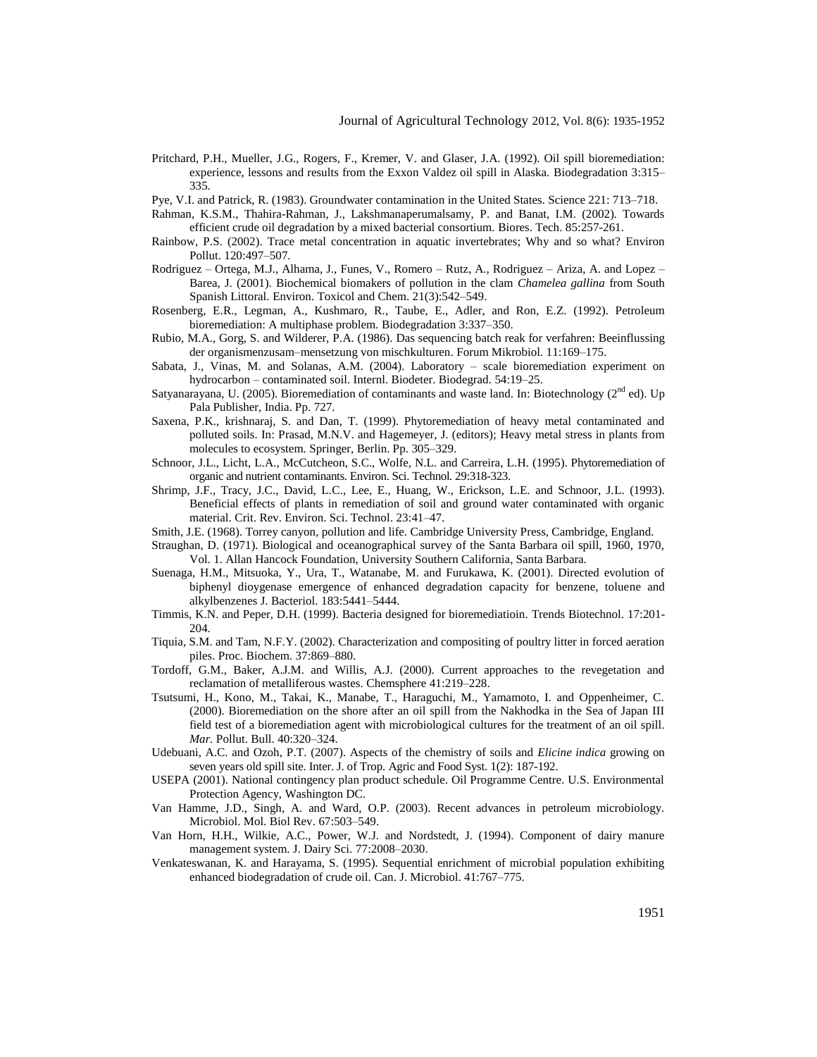Pritchard, P.H., Mueller, J.G., Rogers, F., Kremer, V. and Glaser, J.A. (1992). Oil spill bioremediation: experience, lessons and results from the Exxon Valdez oil spill in Alaska. Biodegradation 3:315–335.

Pye, V.I. and Patrick, R. (1983). Groundwater contamination in the United States. Science 221: 713–718.

Rahman, K.S.M., Thahira-Rahman, J., Lakshmanaperumalsamy, P. and Banat, I.M. (2002). Towards efficient crude oil degradation by a mixed bacterial consortium. Biores. Tech. 85:257-261.

Rainbow, P.S. (2002). Trace metal concentration in aquatic invertebrates; Why and so what? Environ Pollut. 120:497–507.

Rodriguez – Ortega, M.J., Alhama, J., Funes, V., Romero – Rutz, A., Rodriguez – Ariza, A. and Lopez – Barea, J. (2001). Biochemical biomakers of pollution in the clam *Chamelea gallina* from South Spanish Littoral. Environ. Toxicol and Chem. 21(3):542–549.

Rosenberg, E.R., Legman, A., Kushmaro, R., Taube, E., Adler, and Ron, E.Z. (1992). Petroleum bioremediation: A multiphase problem. Biodegradation 3:337–350.

Rubio, M.A., Gorg, S. and Wilderer, P.A. (1986). Das sequencing batch reak for verfahren: Beeinflussing der organismenzusam–mensetzung von mischkulturen. Forum Mikrobiol. 11:169–175.

Sabata, J., Vinas, M. and Solanas, A.M. (2004). Laboratory – scale bioremediation experiment on hydrocarbon – contaminated soil. Internl. Biodeter. Biodegrad. 54:19–25.

Satyanarayana, U. (2005). Bioremediation of contaminants and waste land. In: Biotechnology (2nd ed). Up Pala Publisher, India. Pp. 727.

Saxena, P.K., krishnaraj, S. and Dan, T. (1999). Phytoremediation of heavy metal contaminated and polluted soils. In: Prasad, M.N.V. and Hagemeyer, J. (editors); Heavy metal stress in plants from molecules to ecosystem. Springer, Berlin. Pp. 305–329.

Schnoor, J.L., Licht, L.A., McCutcheon, S.C., Wolfe, N.L. and Carreira, L.H. (1995). Phytoremediation of organic and nutrient contaminants. Environ. Sci. Technol. 29:318-323.

Shrimp, J.F., Tracy, J.C., David, L.C., Lee, E., Huang, W., Erickson, L.E. and Schnoor, J.L. (1993). Beneficial effects of plants in remediation of soil and ground water contaminated with organic material. Crit. Rev. Environ. Sci. Technol. 23:41–47.

Smith, J.E. (1968). Torrey canyon, pollution and life. Cambridge University Press, Cambridge, England.

Straughan, D. (1971). Biological and oceanographical survey of the Santa Barbara oil spill, 1960, 1970, Vol. 1. Allan Hancock Foundation, University Southern California, Santa Barbara.

Suenaga, H.M., Mitsuoka, Y., Ura, T., Watanabe, M. and Furukawa, K. (2001). Directed evolution of biphenyl dioygenase emergence of enhanced degradation capacity for benzene, toluene and alkylbenzenes J. Bacteriol. 183:5441–5444.

Timmis, K.N. and Peper, D.H. (1999). Bacteria designed for bioremediatioin. Trends Biotechnol. 17:201-204.

Tiquia, S.M. and Tam, N.F.Y. (2002). Characterization and compositing of poultry litter in forced aeration piles. Proc. Biochem. 37:869–880.

Tordoff, G.M., Baker, A.J.M. and Willis, A.J. (2000). Current approaches to the revegetation and reclamation of metalliferous wastes. Chemsphere 41:219–228.

Tsutsumi, H., Kono, M., Takai, K., Manabe, T., Haraguchi, M., Yamamoto, I. and Oppenheimer, C. (2000). Bioremediation on the shore after an oil spill from the Nakhodka in the Sea of Japan III field test of a bioremediation agent with microbiological cultures for the treatment of an oil spill. *Mar.* Pollut. Bull. 40:320–324.

Udebuani, A.C. and Ozoh, P.T. (2007). Aspects of the chemistry of soils and *Elicine indica* growing on seven years old spill site. Inter. J. of Trop. Agric and Food Syst. 1(2): 187-192.

USEPA (2001). National contingency plan product schedule. Oil Programme Centre. U.S. Environmental Protection Agency, Washington DC.

Van Hamme, J.D., Singh, A. and Ward, O.P. (2003). Recent advances in petroleum microbiology. Microbiol. Mol. Biol Rev. 67:503–549.

Van Horn, H.H., Wilkie, A.C., Power, W.J. and Nordstedt, J. (1994). Component of dairy manure management system. J. Dairy Sci. 77:2008–2030.

Venkateswanan, K. and Harayama, S. (1995). Sequential enrichment of microbial population exhibiting enhanced biodegradation of crude oil. Can. J. Microbiol. 41:767–775.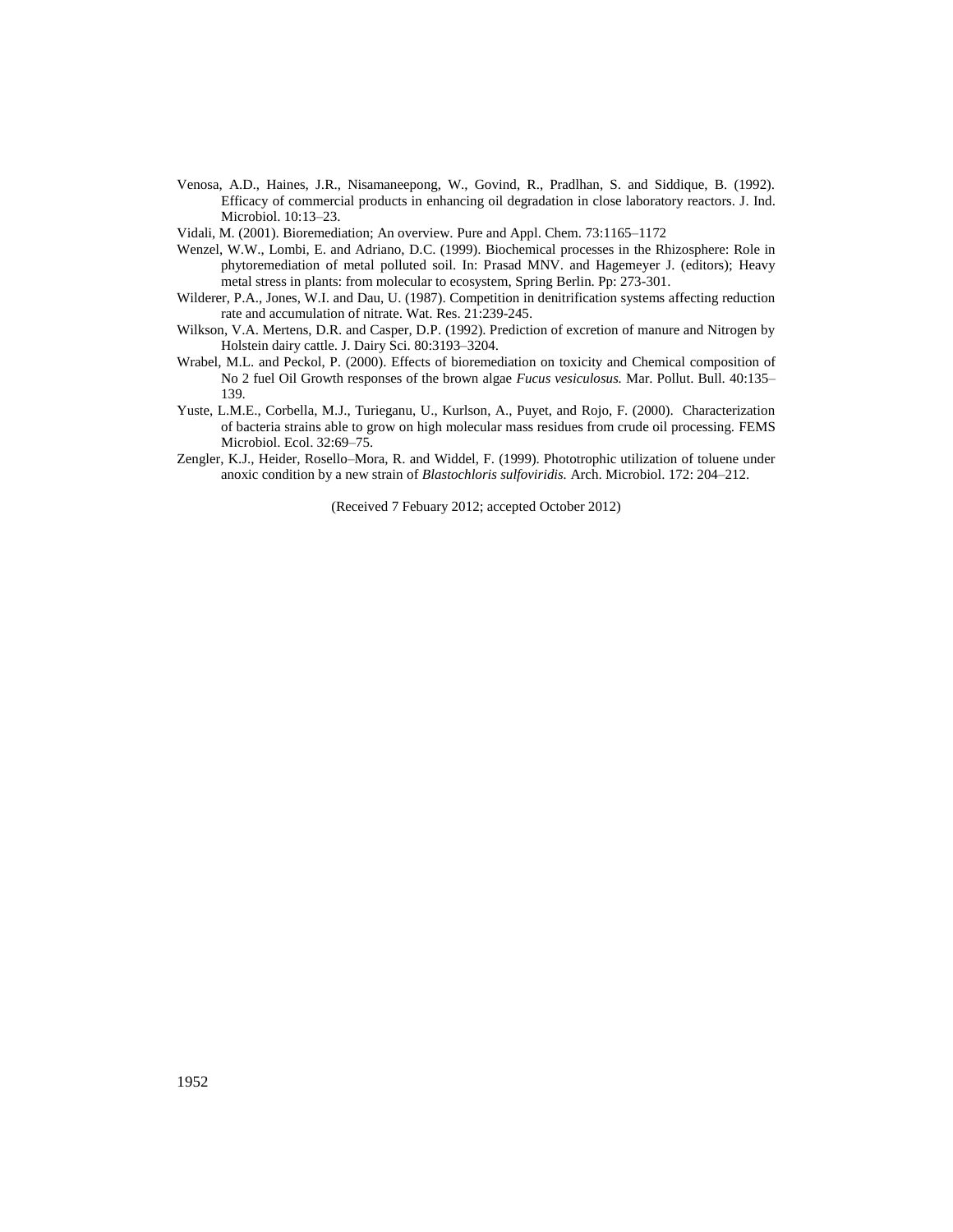Venosa, A.D., Haines, J.R., Nisamaneepong, W., Govind, R., Pradlhan, S. and Siddique, B. (1992). Efficacy of commercial products in enhancing oil degradation in close laboratory reactors. J. Ind. Microbiol. 10:13–23.

Vidali, M. (2001). Bioremediation; An overview. Pure and Appl. Chem. 73:1165–1172

Wenzel, W.W., Lombi, E. and Adriano, D.C. (1999). Biochemical processes in the Rhizosphere: Role in phytoremediation of metal polluted soil. In: Prasad MNV. and Hagemeyer J. (editors); Heavy metal stress in plants: from molecular to ecosystem, Spring Berlin. Pp: 273-301.

Wilderer, P.A., Jones, W.I. and Dau, U. (1987). Competition in denitrification systems affecting reduction rate and accumulation of nitrate. Wat. Res. 21:239-245.

Wilkson, V.A. Mertens, D.R. and Casper, D.P. (1992). Prediction of excretion of manure and Nitrogen by Holstein dairy cattle. J. Dairy Sci. 80:3193–3204.

Wrabel, M.L. and Peckol, P. (2000). Effects of bioremediation on toxicity and Chemical composition of No 2 fuel Oil Growth responses of the brown algae *Fucus vesiculosus.* Mar. Pollut. Bull. 40:135–139.

Yuste, L.M.E., Corbella, M.J., Turieganu, U., Kurlson, A., Puyet, and Rojo, F. (2000). Characterization of bacteria strains able to grow on high molecular mass residues from crude oil processing. FEMS Microbiol. Ecol. 32:69–75.

Zengler, K.J., Heider, Rosello–Mora, R. and Widdel, F. (1999). Phototrophic utilization of toluene under anoxic condition by a new strain of *Blastochloris sulfoviridis.* Arch. Microbiol. 172: 204–212.

(Received 7 Febuary 2012; accepted October 2012)